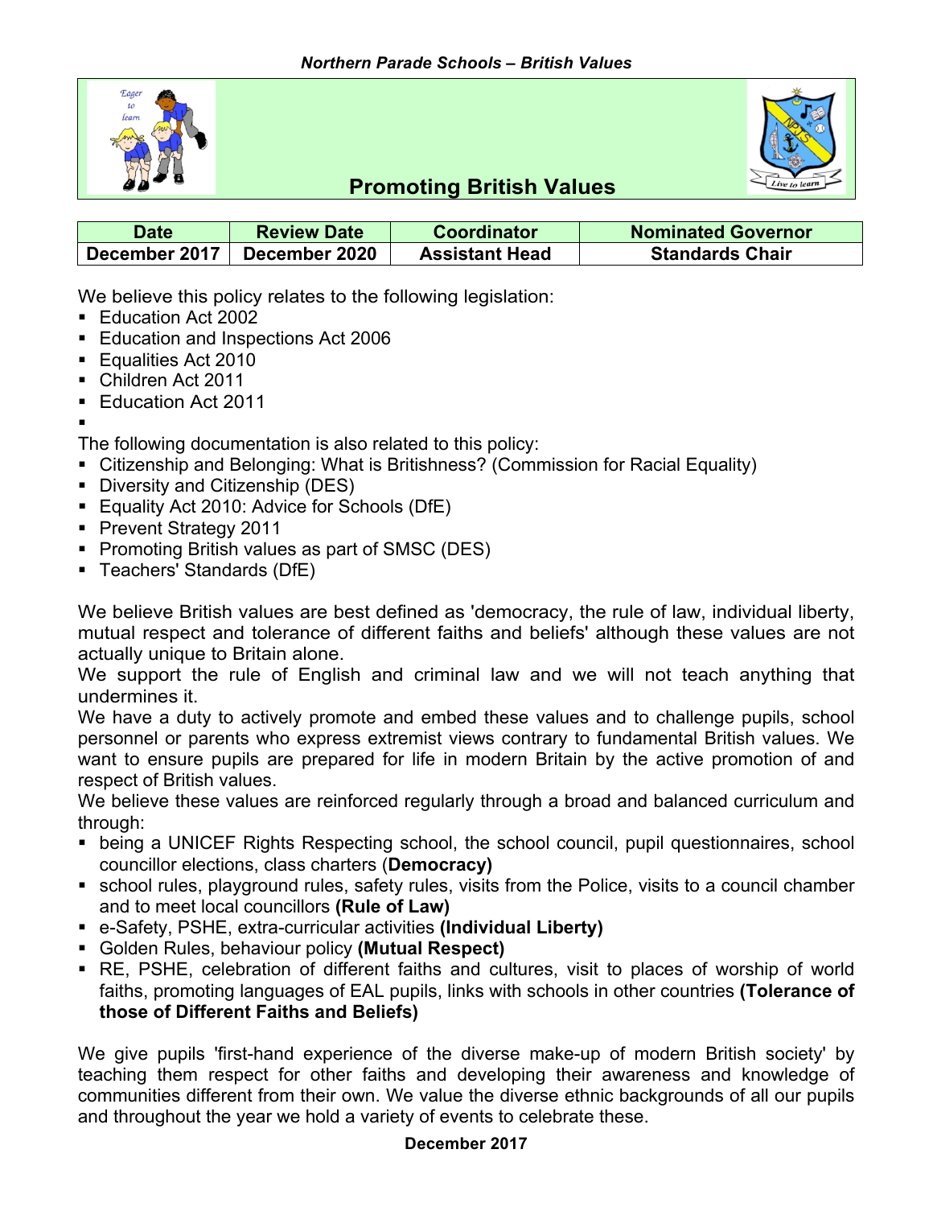# Promoting British Values

| Date | Review Date | Coordinator | Nominated Governor |
| --- | --- | --- | --- |
| December 2017 | December 2020 | Assistant Head | Standards Chair |

We believe this policy relates to the following legislation:

- Education Act 2002
- Education and Inspections Act 2006
- Equalities Act 2010
- Children Act 2011
- Education Act 2011

The following documentation is also related to this policy:

- Citizenship and Belonging: What is Britishness? (Commission for Racial Equality)
- Diversity and Citizenship (DES)
- Equality Act 2010: Advice for Schools (DfE)
- Prevent Strategy 2011
- Promoting British values as part of SMSC (DES)
- Teachers' Standards (DfE)

We believe British values are best defined as 'democracy, the rule of law, individual liberty, mutual respect and tolerance of different faiths and beliefs' although these values are not actually unique to Britain alone.

We support the rule of English and criminal law and we will not teach anything that undermines it.

We have a duty to actively promote and embed these values and to challenge pupils, school personnel or parents who express extremist views contrary to fundamental British values. We want to ensure pupils are prepared for life in modern Britain by the active promotion of and respect of British values.

We believe these values are reinforced regularly through a broad and balanced curriculum and through:

- being a UNICEF Rights Respecting school, the school council, pupil questionnaires, school councillor elections, class charters (**Democracy)**
- school rules, playground rules, safety rules, visits from the Police, visits to a council chamber and to meet local councillors **(Rule of Law)**
- e-Safety, PSHE, extra-curricular activities **(Individual Liberty)**
- Golden Rules, behaviour policy **(Mutual Respect)**
- RE, PSHE, celebration of different faiths and cultures, visit to places of worship of world faiths, promoting languages of EAL pupils, links with schools in other countries **(Tolerance of those of Different Faiths and Beliefs)**

We give pupils 'first-hand experience of the diverse make-up of modern British society' by teaching them respect for other faiths and developing their awareness and knowledge of communities different from their own. We value the diverse ethnic backgrounds of all our pupils and throughout the year we hold a variety of events to celebrate these.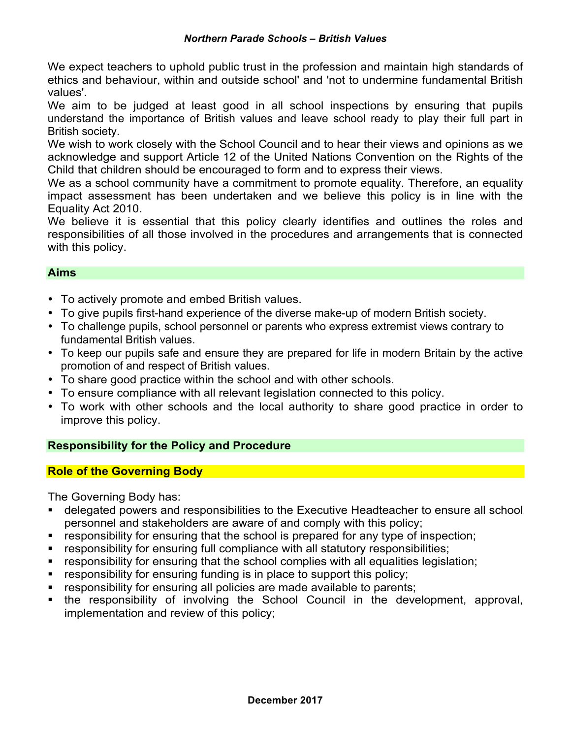We expect teachers to uphold public trust in the profession and maintain high standards of ethics and behaviour, within and outside school' and 'not to undermine fundamental British values'.

We aim to be judged at least good in all school inspections by ensuring that pupils understand the importance of British values and leave school ready to play their full part in British society.

We wish to work closely with the School Council and to hear their views and opinions as we acknowledge and support Article 12 of the United Nations Convention on the Rights of the Child that children should be encouraged to form and to express their views.

We as a school community have a commitment to promote equality. Therefore, an equality impact assessment has been undertaken and we believe this policy is in line with the Equality Act 2010.

We believe it is essential that this policy clearly identifies and outlines the roles and responsibilities of all those involved in the procedures and arrangements that is connected with this policy.

## Aims

- To actively promote and embed British values.
- To give pupils first-hand experience of the diverse make-up of modern British society.
- To challenge pupils, school personnel or parents who express extremist views contrary to fundamental British values.
- To keep our pupils safe and ensure they are prepared for life in modern Britain by the active promotion of and respect of British values.
- To share good practice within the school and with other schools.
- To ensure compliance with all relevant legislation connected to this policy.
- To work with other schools and the local authority to share good practice in order to improve this policy.

## Responsibility for the Policy and Procedure

### Role of the Governing Body

The Governing Body has:

- delegated powers and responsibilities to the Executive Headteacher to ensure all school personnel and stakeholders are aware of and comply with this policy;
- responsibility for ensuring that the school is prepared for any type of inspection;
- responsibility for ensuring full compliance with all statutory responsibilities;
- responsibility for ensuring that the school complies with all equalities legislation;
- responsibility for ensuring funding is in place to support this policy;
- responsibility for ensuring all policies are made available to parents;
- the responsibility of involving the School Council in the development, approval, implementation and review of this policy;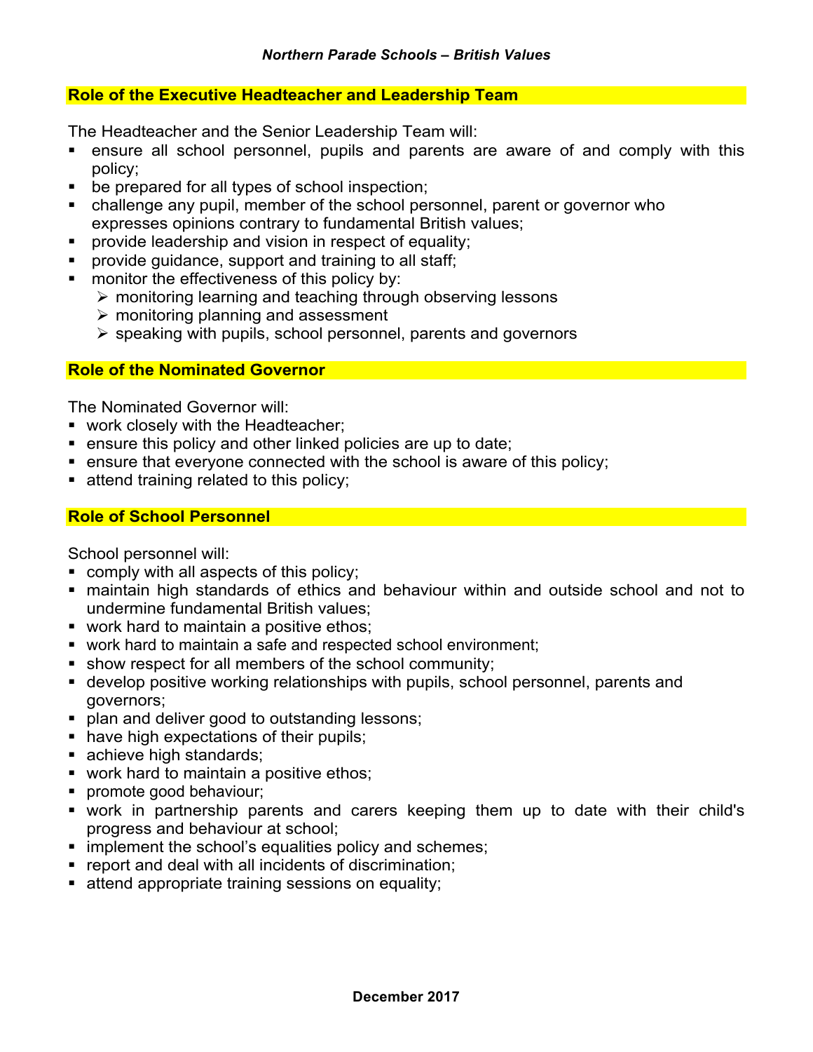## Role of the Executive Headteacher and Leadership Team

The Headteacher and the Senior Leadership Team will:

- ensure all school personnel, pupils and parents are aware of and comply with this policy;
- be prepared for all types of school inspection;
- challenge any pupil, member of the school personnel, parent or governor who expresses opinions contrary to fundamental British values;
- provide leadership and vision in respect of equality;
- provide guidance, support and training to all staff;
- monitor the effectiveness of this policy by:
  - monitoring learning and teaching through observing lessons
  - monitoring planning and assessment
  - speaking with pupils, school personnel, parents and governors

## Role of the Nominated Governor

The Nominated Governor will:

- work closely with the Headteacher;
- ensure this policy and other linked policies are up to date;
- ensure that everyone connected with the school is aware of this policy;
- attend training related to this policy;

## Role of School Personnel

School personnel will:

- comply with all aspects of this policy;
- maintain high standards of ethics and behaviour within and outside school and not to undermine fundamental British values;
- work hard to maintain a positive ethos;
- work hard to maintain a safe and respected school environment;
- show respect for all members of the school community;
- develop positive working relationships with pupils, school personnel, parents and governors;
- plan and deliver good to outstanding lessons;
- have high expectations of their pupils;
- achieve high standards;
- work hard to maintain a positive ethos;
- promote good behaviour;
- work in partnership parents and carers keeping them up to date with their child's progress and behaviour at school;
- implement the school's equalities policy and schemes;
- report and deal with all incidents of discrimination;
- attend appropriate training sessions on equality;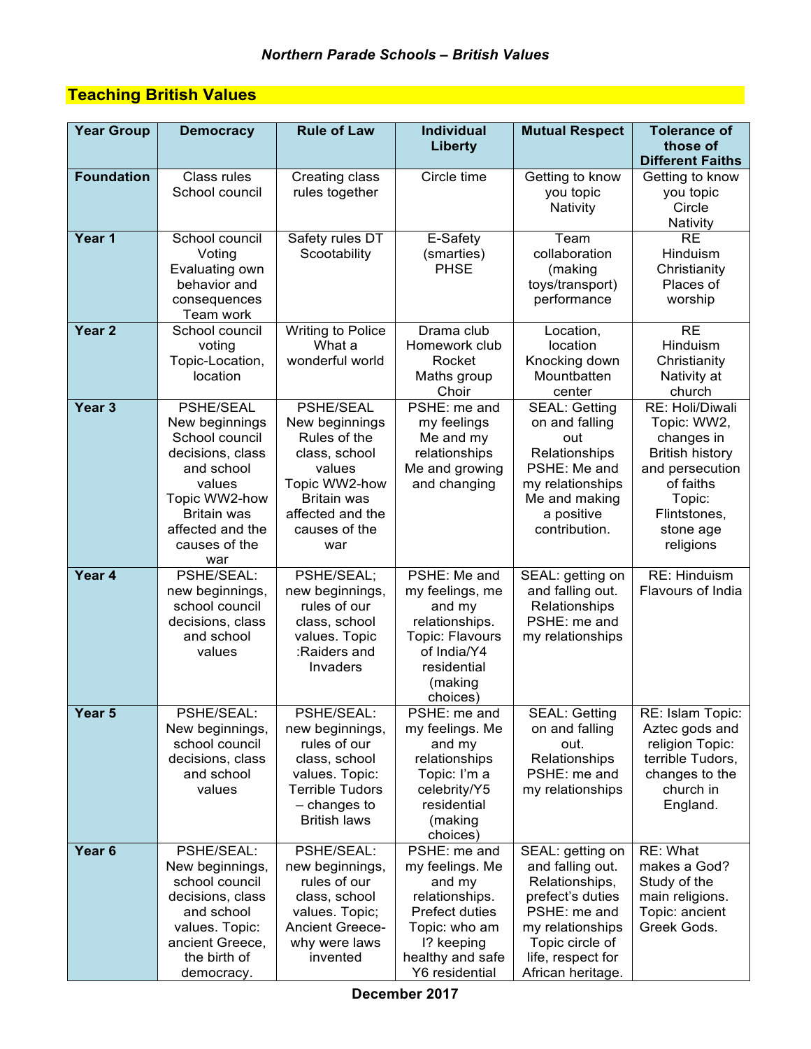*Northern Parade Schools – British Values*

## Teaching British Values

| Year Group | Democracy | Rule of Law | Individual Liberty | Mutual Respect | Tolerance of those of Different Faiths |
|---|---|---|---|---|---|
| **Foundation** | Class rules School council | Creating class rules together | Circle time | Getting to know you topic Nativity | Getting to know you topic Circle Nativity |
| **Year 1** | School council Voting Evaluating own behavior and consequences Team work | Safety rules DT Scootability | E-Safety (smarties) PHSE | Team collaboration (making toys/transport) performance | RE Hinduism Christianity Places of worship |
| **Year 2** | School council voting Topic-Location, location | Writing to Police What a wonderful world | Drama club Homework club Rocket Maths group Choir | Location, location Knocking down Mountbatten center | RE Hinduism Christianity Nativity at church |
| **Year 3** | PSHE/SEAL New beginnings School council decisions, class and school values Topic WW2-how Britain was affected and the causes of the war | PSHE/SEAL New beginnings Rules of the class, school values Topic WW2-how Britain was affected and the causes of the war | PSHE: me and my feelings Me and my relationships Me and growing and changing | SEAL: Getting on and falling out Relationships PSHE: Me and my relationships Me and making a positive contribution. | RE: Holi/Diwali Topic: WW2, changes in British history and persecution of faiths Topic: Flintstones, stone age religions |
| **Year 4** | PSHE/SEAL: new beginnings, school council decisions, class and school values | PSHE/SEAL; new beginnings, rules of our class, school values. Topic :Raiders and Invaders | PSHE: Me and my feelings, me and my relationships. Topic: Flavours of India/Y4 residential (making choices) | SEAL: getting on and falling out. Relationships PSHE: me and my relationships | RE: Hinduism Flavours of India |
| **Year 5** | PSHE/SEAL: New beginnings, school council decisions, class and school values | PSHE/SEAL: new beginnings, rules of our class, school values. Topic: Terrible Tudors – changes to British laws | PSHE: me and my feelings. Me and my relationships Topic: I'm a celebrity/Y5 residential (making choices) | SEAL: Getting on and falling out. Relationships PSHE: me and my relationships | RE: Islam Topic: Aztec gods and religion Topic: terrible Tudors, changes to the church in England. |
| **Year 6** | PSHE/SEAL: New beginnings, school council decisions, class and school values. Topic: ancient Greece, the birth of democracy. | PSHE/SEAL: new beginnings, rules of our class, school values. Topic; Ancient Greece- why were laws invented | PSHE: me and my feelings. Me and my relationships. Prefect duties Topic: who am I? keeping healthy and safe Y6 residential | SEAL: getting on and falling out. Relationships, prefect's duties PSHE: me and my relationships Topic circle of life, respect for African heritage. | RE: What makes a God? Study of the main religions. Topic: ancient Greek Gods. |

**December 2017**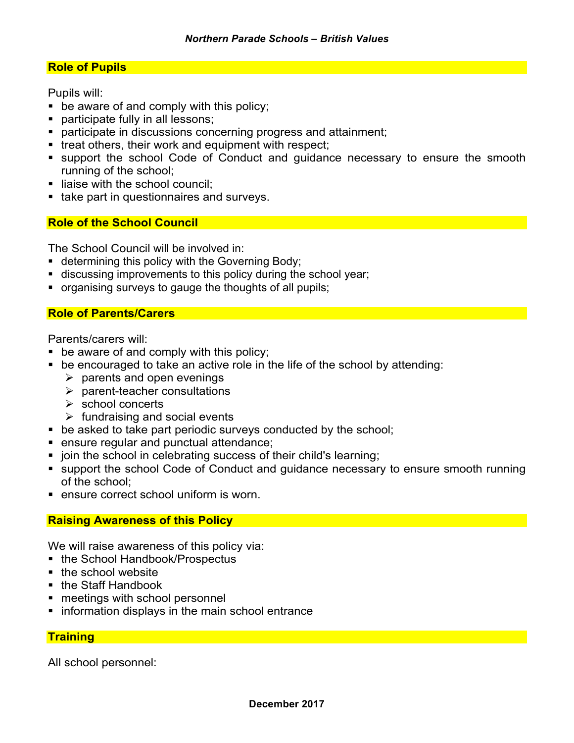## Role of Pupils

Pupils will:

- be aware of and comply with this policy;
- participate fully in all lessons;
- participate in discussions concerning progress and attainment;
- treat others, their work and equipment with respect;
- support the school Code of Conduct and guidance necessary to ensure the smooth running of the school;
- liaise with the school council;
- take part in questionnaires and surveys.

## Role of the School Council

The School Council will be involved in:

- determining this policy with the Governing Body;
- discussing improvements to this policy during the school year;
- organising surveys to gauge the thoughts of all pupils;

## Role of Parents/Carers

Parents/carers will:

- be aware of and comply with this policy;
- be encouraged to take an active role in the life of the school by attending:
  - parents and open evenings
  - parent-teacher consultations
  - school concerts
  - fundraising and social events
- be asked to take part periodic surveys conducted by the school;
- ensure regular and punctual attendance;
- join the school in celebrating success of their child's learning;
- support the school Code of Conduct and guidance necessary to ensure smooth running of the school;
- ensure correct school uniform is worn.

## Raising Awareness of this Policy

We will raise awareness of this policy via:

- the School Handbook/Prospectus
- the school website
- the Staff Handbook
- meetings with school personnel
- information displays in the main school entrance

## Training

All school personnel: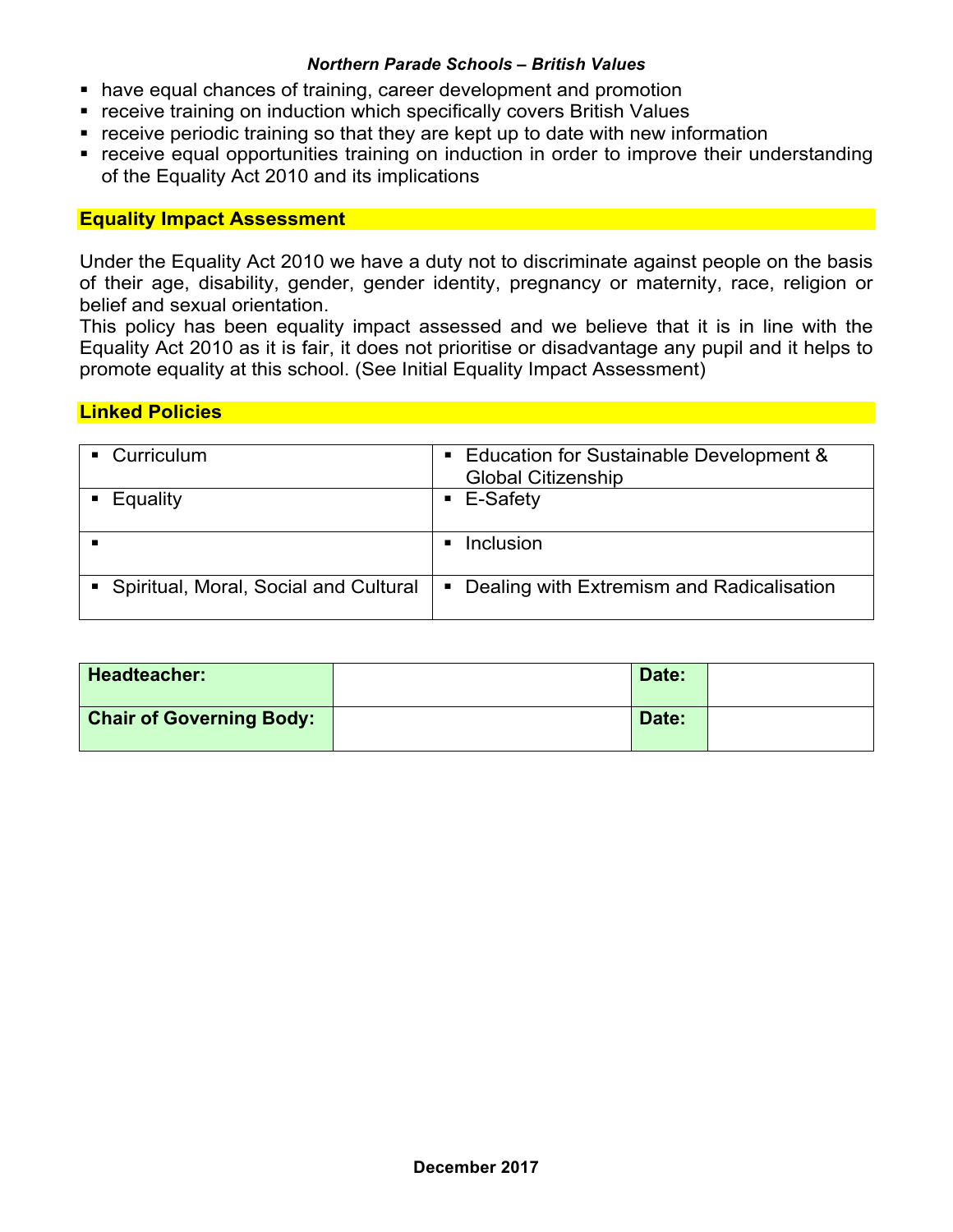- have equal chances of training, career development and promotion
- receive training on induction which specifically covers British Values
- receive periodic training so that they are kept up to date with new information
- receive equal opportunities training on induction in order to improve their understanding of the Equality Act 2010 and its implications

## Equality Impact Assessment

Under the Equality Act 2010 we have a duty not to discriminate against people on the basis of their age, disability, gender, gender identity, pregnancy or maternity, race, religion or belief and sexual orientation.
This policy has been equality impact assessed and we believe that it is in line with the Equality Act 2010 as it is fair, it does not prioritise or disadvantage any pupil and it helps to promote equality at this school. (See Initial Equality Impact Assessment)

## Linked Policies

| | |
|---|---|
| ▪ Curriculum | ▪ Education for Sustainable Development & Global Citizenship |
| ▪ Equality | ▪ E-Safety |
| ▪ | ▪ Inclusion |
| ▪ Spiritual, Moral, Social and Cultural | ▪ Dealing with Extremism and Radicalisation |

| | | | |
|---|---|---|---|
| **Headteacher:** | | **Date:** | |
| **Chair of Governing Body:** | | **Date:** | |

**December 2017**